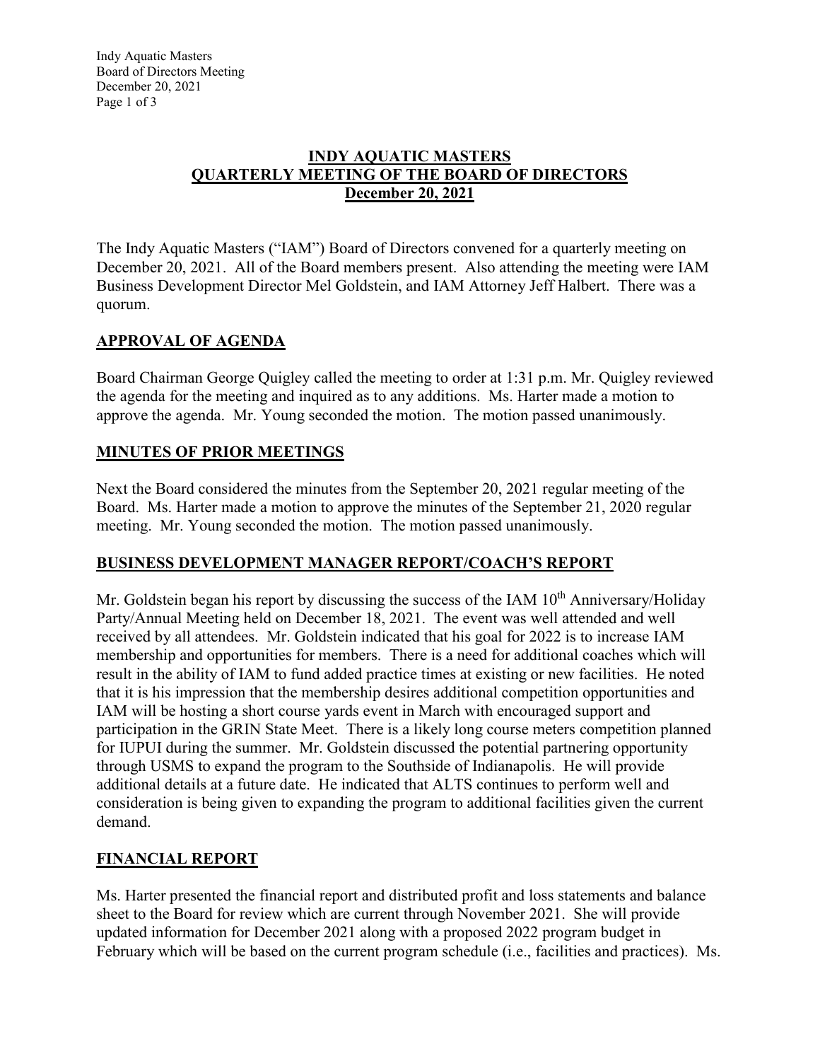# INDY AQUATIC MASTERS
## QUARTERLY MEETING OF THE BOARD OF DIRECTORS
## December 20, 2021

The Indy Aquatic Masters ("IAM") Board of Directors convened for a quarterly meeting on December 20, 2021. All of the Board members present. Also attending the meeting were IAM Business Development Director Mel Goldstein, and IAM Attorney Jeff Halbert. There was a quorum.

## APPROVAL OF AGENDA

Board Chairman George Quigley called the meeting to order at 1:31 p.m. Mr. Quigley reviewed the agenda for the meeting and inquired as to any additions. Ms. Harter made a motion to approve the agenda. Mr. Young seconded the motion. The motion passed unanimously.

## MINUTES OF PRIOR MEETINGS

Next the Board considered the minutes from the September 20, 2021 regular meeting of the Board. Ms. Harter made a motion to approve the minutes of the September 21, 2020 regular meeting. Mr. Young seconded the motion. The motion passed unanimously.

## BUSINESS DEVELOPMENT MANAGER REPORT/COACH'S REPORT

Mr. Goldstein began his report by discussing the success of the IAM 10th Anniversary/Holiday Party/Annual Meeting held on December 18, 2021. The event was well attended and well received by all attendees. Mr. Goldstein indicated that his goal for 2022 is to increase IAM membership and opportunities for members. There is a need for additional coaches which will result in the ability of IAM to fund added practice times at existing or new facilities. He noted that it is his impression that the membership desires additional competition opportunities and IAM will be hosting a short course yards event in March with encouraged support and participation in the GRIN State Meet. There is a likely long course meters competition planned for IUPUI during the summer. Mr. Goldstein discussed the potential partnering opportunity through USMS to expand the program to the Southside of Indianapolis. He will provide additional details at a future date. He indicated that ALTS continues to perform well and consideration is being given to expanding the program to additional facilities given the current demand.

## FINANCIAL REPORT

Ms. Harter presented the financial report and distributed profit and loss statements and balance sheet to the Board for review which are current through November 2021. She will provide updated information for December 2021 along with a proposed 2022 program budget in February which will be based on the current program schedule (i.e., facilities and practices). Ms.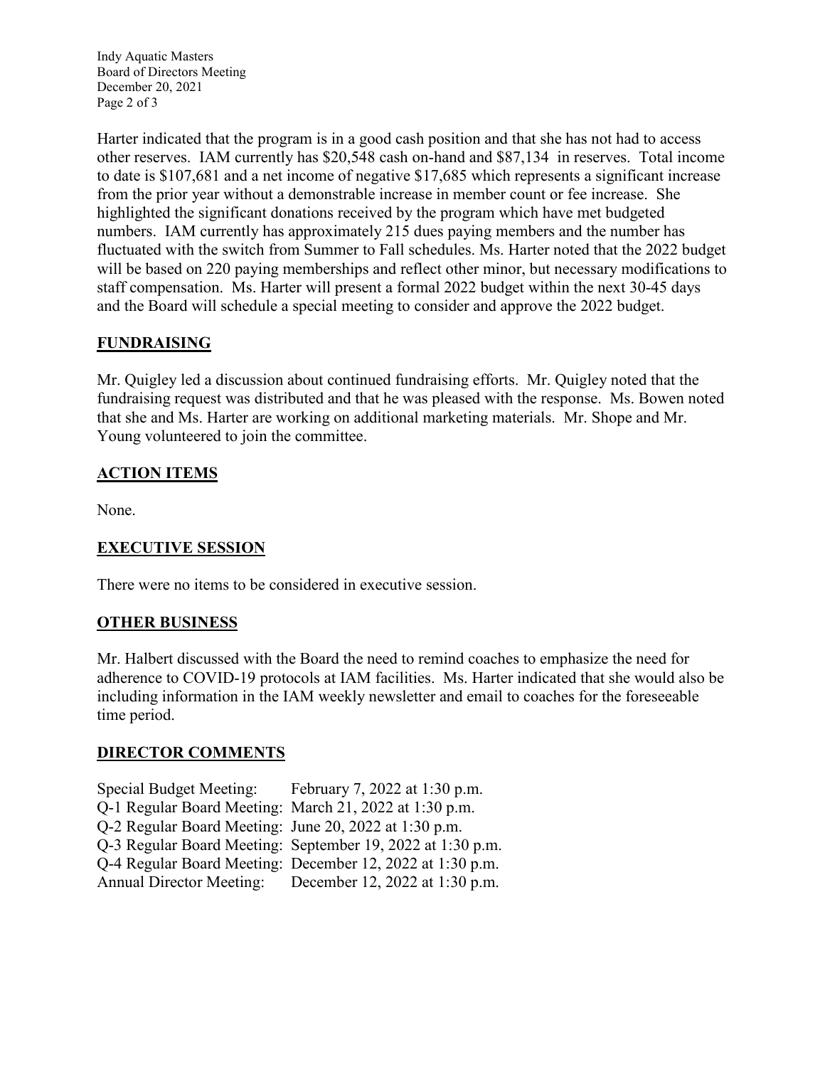Harter indicated that the program is in a good cash position and that she has not had to access other reserves. IAM currently has $20,548 cash on-hand and $87,134 in reserves. Total income to date is $107,681 and a net income of negative $17,685 which represents a significant increase from the prior year without a demonstrable increase in member count or fee increase. She highlighted the significant donations received by the program which have met budgeted numbers. IAM currently has approximately 215 dues paying members and the number has fluctuated with the switch from Summer to Fall schedules. Ms. Harter noted that the 2022 budget will be based on 220 paying memberships and reflect other minor, but necessary modifications to staff compensation. Ms. Harter will present a formal 2022 budget within the next 30-45 days and the Board will schedule a special meeting to consider and approve the 2022 budget.

## FUNDRAISING

Mr. Quigley led a discussion about continued fundraising efforts. Mr. Quigley noted that the fundraising request was distributed and that he was pleased with the response. Ms. Bowen noted that she and Ms. Harter are working on additional marketing materials. Mr. Shope and Mr. Young volunteered to join the committee.

## ACTION ITEMS

None.

## EXECUTIVE SESSION

There were no items to be considered in executive session.

## OTHER BUSINESS

Mr. Halbert discussed with the Board the need to remind coaches to emphasize the need for adherence to COVID-19 protocols at IAM facilities. Ms. Harter indicated that she would also be including information in the IAM weekly newsletter and email to coaches for the foreseeable time period.

## DIRECTOR COMMENTS

| | |
|---|---|
| Special Budget Meeting: | February 7, 2022 at 1:30 p.m. |
| Q-1 Regular Board Meeting: | March 21, 2022 at 1:30 p.m. |
| Q-2 Regular Board Meeting: | June 20, 2022 at 1:30 p.m. |
| Q-3 Regular Board Meeting: | September 19, 2022 at 1:30 p.m. |
| Q-4 Regular Board Meeting: | December 12, 2022 at 1:30 p.m. |
| Annual Director Meeting: | December 12, 2022 at 1:30 p.m. |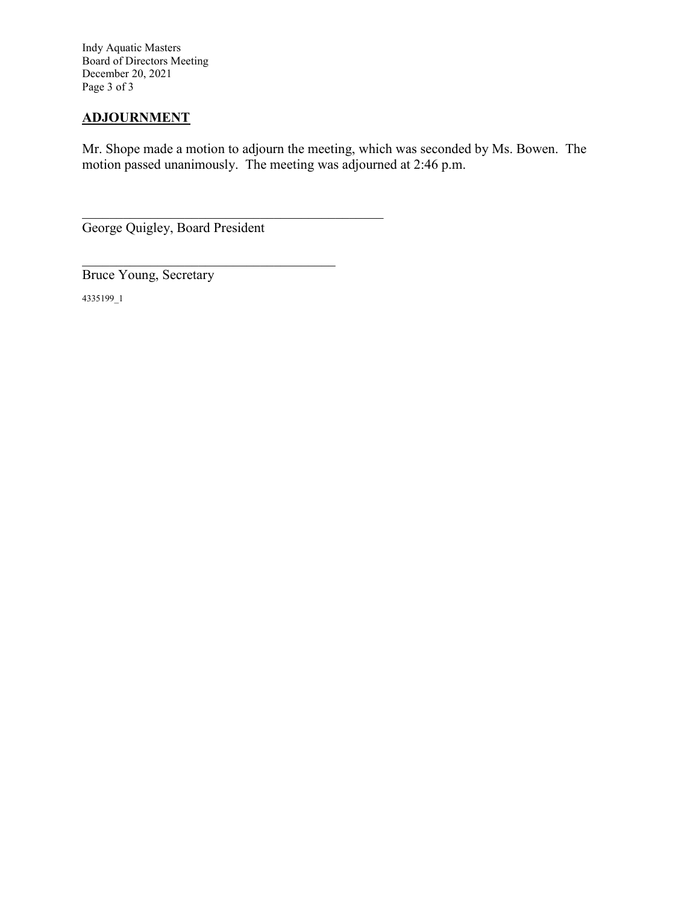## ADJOURNMENT

Mr. Shope made a motion to adjourn the meeting, which was seconded by Ms. Bowen. The motion passed unanimously. The meeting was adjourned at 2:46 p.m.

\_\_\_\_\_\_\_\_\_\_\_\_\_\_\_\_\_\_\_\_\_\_\_\_\_\_\_\_\_\_\_\_\_\_\_\_\_\_\_\_\_\_\_\_\_\_

George Quigley, Board President

\_\_\_\_\_\_\_\_\_\_\_\_\_\_\_\_\_\_\_\_\_\_\_\_\_\_\_\_\_\_\_\_\_\_\_\_\_\_\_\_

Bruce Young, Secretary

4335199_1